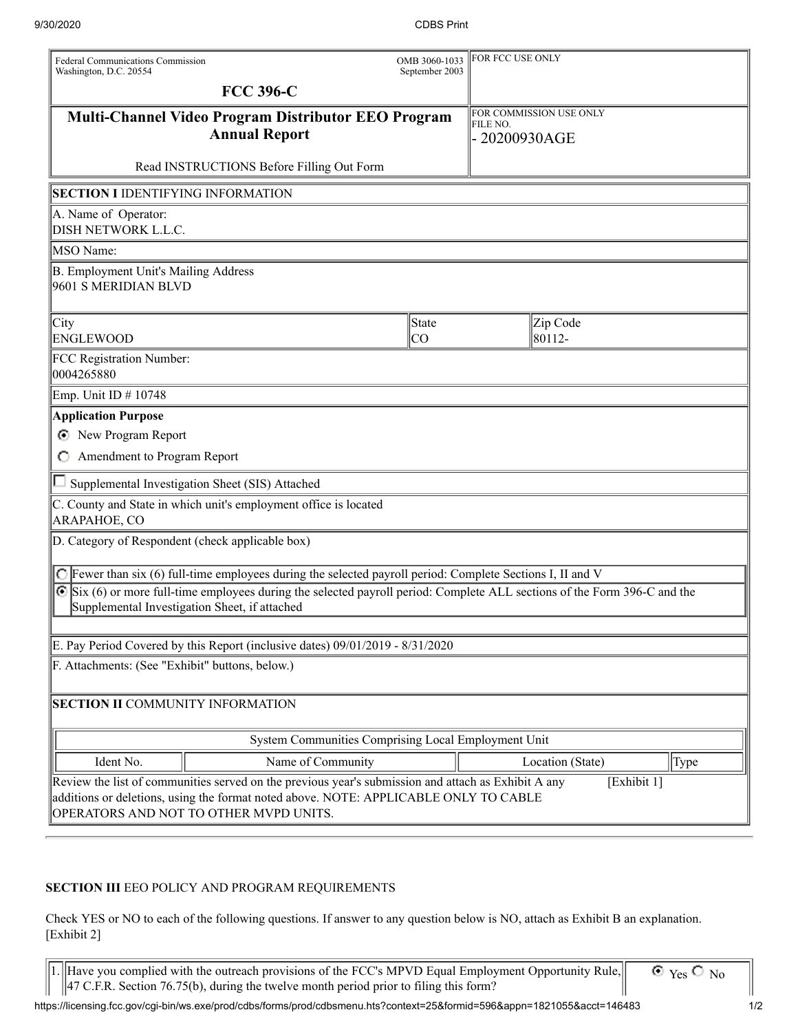Federal Communications Commission
Washington, D.C. 20554

OMB 3060-1033
September 2003

FOR FCC USE ONLY

# FCC 396-C

## Multi-Channel Video Program Distributor EEO Program Annual Report

Read INSTRUCTIONS Before Filling Out Form

FOR COMMISSION USE ONLY
FILE NO.
- 20200930AGE

**SECTION I** IDENTIFYING INFORMATION

A. Name of Operator:
DISH NETWORK L.L.C.

MSO Name:

B. Employment Unit's Mailing Address
9601 S MERIDIAN BLVD

| City | State | Zip Code |
|---|---|---|
| ENGLEWOOD | CO | 80112- |

FCC Registration Number:
0004265880

Emp. Unit ID # 10748

**Application Purpose**

- (selected) New Program Report
- ( ) Amendment to Program Report

[ ] Supplemental Investigation Sheet (SIS) Attached

C. County and State in which unit's employment office is located
ARAPAHOE, CO

D. Category of Respondent (check applicable box)

- ( ) Fewer than six (6) full-time employees during the selected payroll period: Complete Sections I, II and V
- (selected) Six (6) or more full-time employees during the selected payroll period: Complete ALL sections of the Form 396-C and the Supplemental Investigation Sheet, if attached

E. Pay Period Covered by this Report (inclusive dates) 09/01/2019 - 8/31/2020

F. Attachments: (See "Exhibit" buttons, below.)

**SECTION II** COMMUNITY INFORMATION

| System Communities Comprising Local Employment Unit | | | |
|---|---|---|---|
| Ident No. | Name of Community | Location (State) | Type |

Review the list of communities served on the previous year's submission and attach as Exhibit A any additions or deletions, using the format noted above. NOTE: APPLICABLE ONLY TO CABLE OPERATORS AND NOT TO OTHER MVPD UNITS. [Exhibit 1]

**SECTION III** EEO POLICY AND PROGRAM REQUIREMENTS

Check YES or NO to each of the following questions. If answer to any question below is NO, attach as Exhibit B an explanation. [Exhibit 2]

| | | |
|---|---|---|
| 1. | Have you complied with the outreach provisions of the FCC's MPVD Equal Employment Opportunity Rule, 47 C.F.R. Section 76.75(b), during the twelve month period prior to filing this form? | (selected) Yes ( ) No |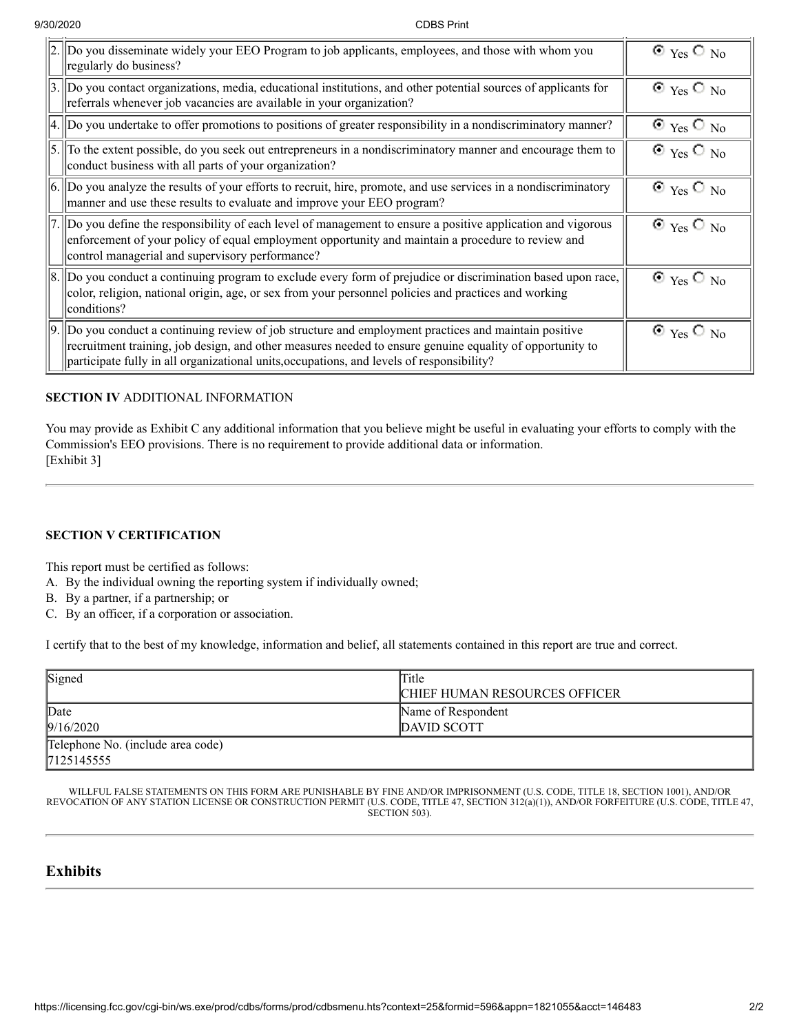| | | |
|---|---|---|
| 2. | Do you disseminate widely your EEO Program to job applicants, employees, and those with whom you regularly do business? | ◉ Yes ○ No |
| 3. | Do you contact organizations, media, educational institutions, and other potential sources of applicants for referrals whenever job vacancies are available in your organization? | ◉ Yes ○ No |
| 4. | Do you undertake to offer promotions to positions of greater responsibility in a nondiscriminatory manner? | ◉ Yes ○ No |
| 5. | To the extent possible, do you seek out entrepreneurs in a nondiscriminatory manner and encourage them to conduct business with all parts of your organization? | ◉ Yes ○ No |
| 6. | Do you analyze the results of your efforts to recruit, hire, promote, and use services in a nondiscriminatory manner and use these results to evaluate and improve your EEO program? | ◉ Yes ○ No |
| 7. | Do you define the responsibility of each level of management to ensure a positive application and vigorous enforcement of your policy of equal employment opportunity and maintain a procedure to review and control managerial and supervisory performance? | ◉ Yes ○ No |
| 8. | Do you conduct a continuing program to exclude every form of prejudice or discrimination based upon race, color, religion, national origin, age, or sex from your personnel policies and practices and working conditions? | ◉ Yes ○ No |
| 9. | Do you conduct a continuing review of job structure and employment practices and maintain positive recruitment training, job design, and other measures needed to ensure genuine equality of opportunity to participate fully in all organizational units,occupations, and levels of responsibility? | ◉ Yes ○ No |

**SECTION IV** ADDITIONAL INFORMATION

You may provide as Exhibit C any additional information that you believe might be useful in evaluating your efforts to comply with the Commission's EEO provisions. There is no requirement to provide additional data or information.
[Exhibit 3]

**SECTION V CERTIFICATION**

This report must be certified as follows:

A. By the individual owning the reporting system if individually owned;
B. By a partner, if a partnership; or
C. By an officer, if a corporation or association.

I certify that to the best of my knowledge, information and belief, all statements contained in this report are true and correct.

| | |
|---|---|
| Signed | Title<br>CHIEF HUMAN RESOURCES OFFICER |
| Date<br>9/16/2020 | Name of Respondent<br>DAVID SCOTT |
| Telephone No. (include area code)<br>7125145555 | |

WILLFUL FALSE STATEMENTS ON THIS FORM ARE PUNISHABLE BY FINE AND/OR IMPRISONMENT (U.S. CODE, TITLE 18, SECTION 1001), AND/OR REVOCATION OF ANY STATION LICENSE OR CONSTRUCTION PERMIT (U.S. CODE, TITLE 47, SECTION 312(a)(1)), AND/OR FORFEITURE (U.S. CODE, TITLE 47, SECTION 503).

## Exhibits